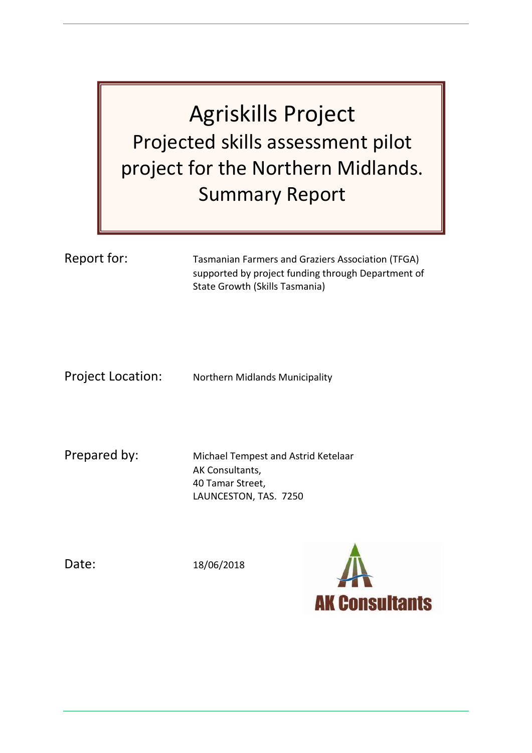# Agriskills Project

## Projected skills assessment pilot project for the Northern Midlands.

## Summary Report

**Report for:** Tasmanian Farmers and Graziers Association (TFGA) supported by project funding through Department of State Growth (Skills Tasmania)

**Project Location:** Northern Midlands Municipality

**Prepared by:** Michael Tempest and Astrid Ketelaar
AK Consultants,
40 Tamar Street,
LAUNCESTON, TAS. 7250

**Date:** 18/06/2018

AK Consultants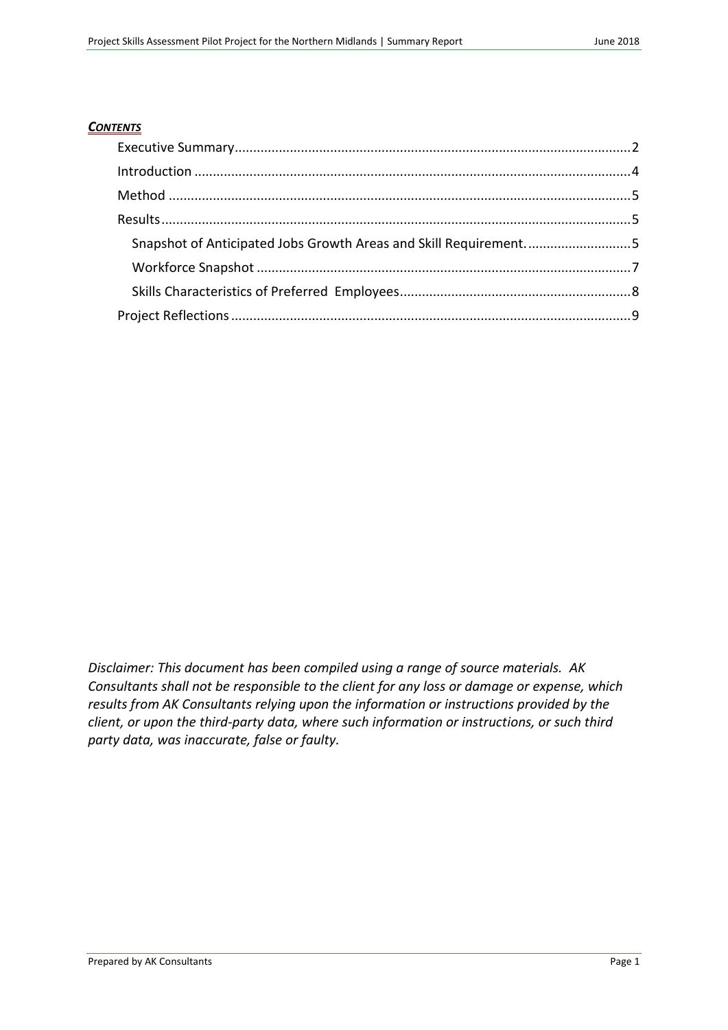***Contents***

- Executive Summary ... 2
- Introduction ... 4
- Method ... 5
- Results ... 5
  - Snapshot of Anticipated Jobs Growth Areas and Skill Requirement. ... 5
  - Workforce Snapshot ... 7
  - Skills Characteristics of Preferred Employees ... 8
- Project Reflections ... 9

*Disclaimer: This document has been compiled using a range of source materials. AK Consultants shall not be responsible to the client for any loss or damage or expense, which results from AK Consultants relying upon the information or instructions provided by the client, or upon the third-party data, where such information or instructions, or such third party data, was inaccurate, false or faulty.*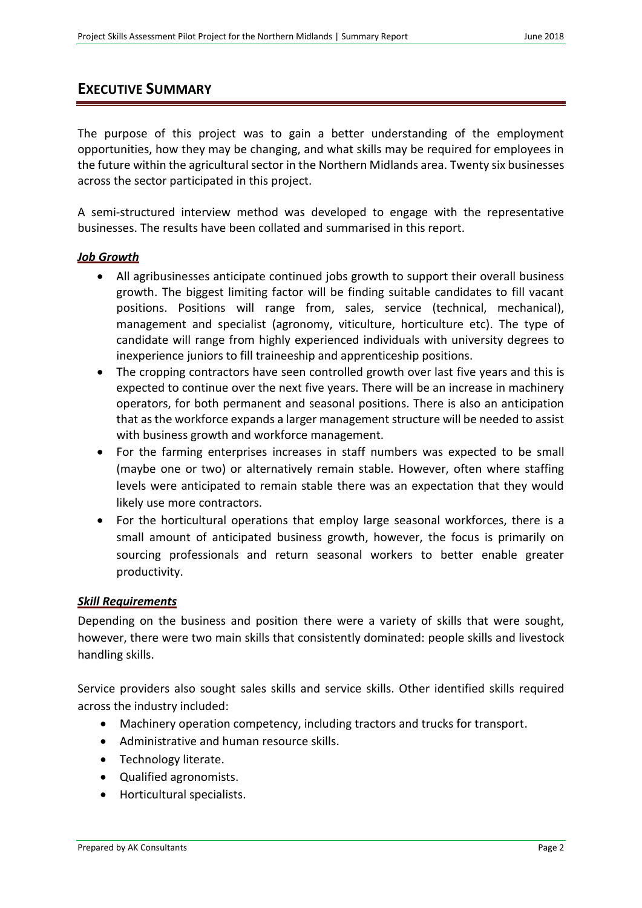# EXECUTIVE SUMMARY

The purpose of this project was to gain a better understanding of the employment opportunities, how they may be changing, and what skills may be required for employees in the future within the agricultural sector in the Northern Midlands area. Twenty six businesses across the sector participated in this project.

A semi-structured interview method was developed to engage with the representative businesses. The results have been collated and summarised in this report.

### ***Job Growth***

- All agribusinesses anticipate continued jobs growth to support their overall business growth. The biggest limiting factor will be finding suitable candidates to fill vacant positions. Positions will range from, sales, service (technical, mechanical), management and specialist (agronomy, viticulture, horticulture etc). The type of candidate will range from highly experienced individuals with university degrees to inexperience juniors to fill traineeship and apprenticeship positions.
- The cropping contractors have seen controlled growth over last five years and this is expected to continue over the next five years. There will be an increase in machinery operators, for both permanent and seasonal positions. There is also an anticipation that as the workforce expands a larger management structure will be needed to assist with business growth and workforce management.
- For the farming enterprises increases in staff numbers was expected to be small (maybe one or two) or alternatively remain stable. However, often where staffing levels were anticipated to remain stable there was an expectation that they would likely use more contractors.
- For the horticultural operations that employ large seasonal workforces, there is a small amount of anticipated business growth, however, the focus is primarily on sourcing professionals and return seasonal workers to better enable greater productivity.

### ***Skill Requirements***

Depending on the business and position there were a variety of skills that were sought, however, there were two main skills that consistently dominated: people skills and livestock handling skills.

Service providers also sought sales skills and service skills. Other identified skills required across the industry included:

- Machinery operation competency, including tractors and trucks for transport.
- Administrative and human resource skills.
- Technology literate.
- Qualified agronomists.
- Horticultural specialists.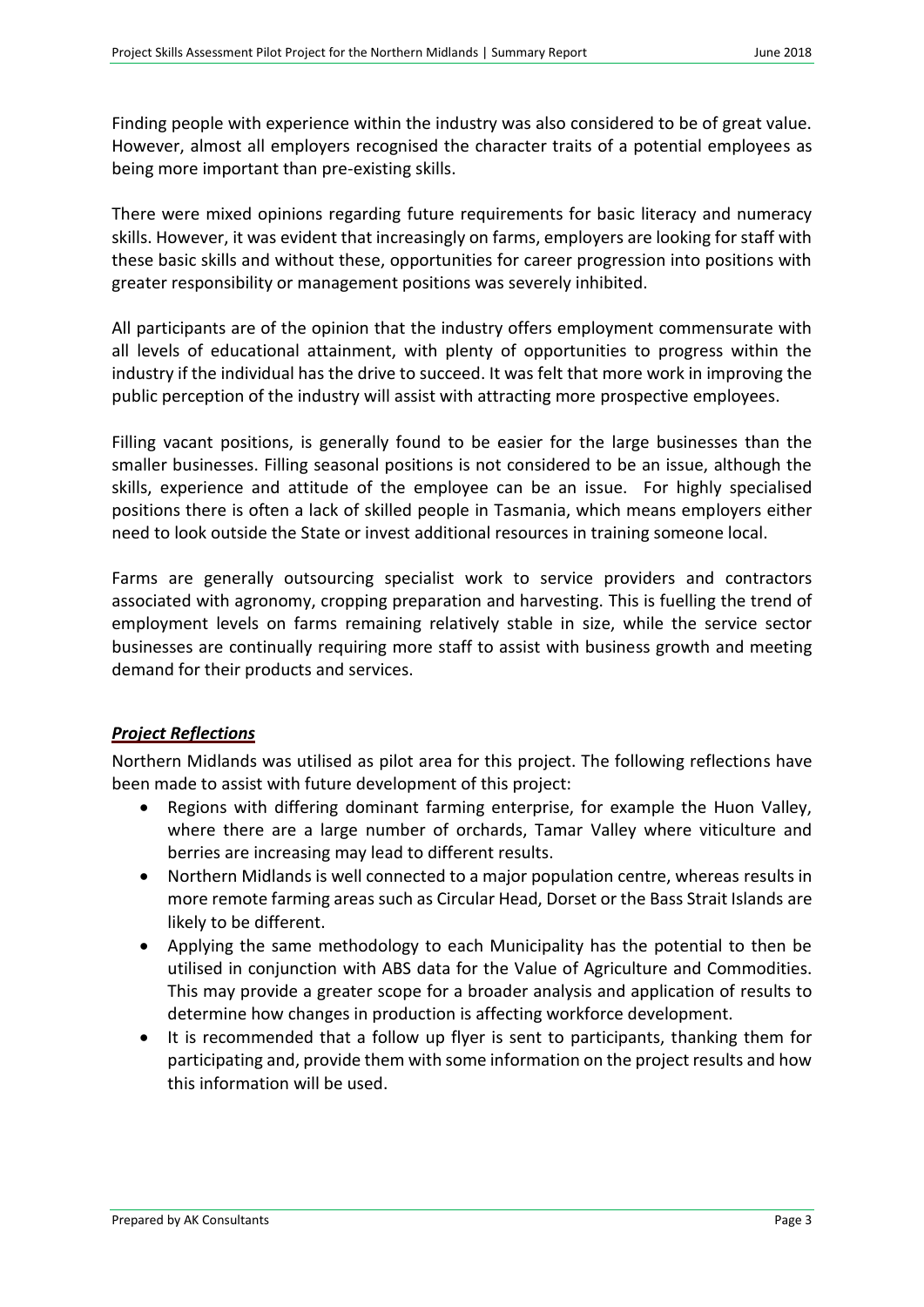Finding people with experience within the industry was also considered to be of great value. However, almost all employers recognised the character traits of a potential employees as being more important than pre-existing skills.

There were mixed opinions regarding future requirements for basic literacy and numeracy skills. However, it was evident that increasingly on farms, employers are looking for staff with these basic skills and without these, opportunities for career progression into positions with greater responsibility or management positions was severely inhibited.

All participants are of the opinion that the industry offers employment commensurate with all levels of educational attainment, with plenty of opportunities to progress within the industry if the individual has the drive to succeed. It was felt that more work in improving the public perception of the industry will assist with attracting more prospective employees.

Filling vacant positions, is generally found to be easier for the large businesses than the smaller businesses. Filling seasonal positions is not considered to be an issue, although the skills, experience and attitude of the employee can be an issue. For highly specialised positions there is often a lack of skilled people in Tasmania, which means employers either need to look outside the State or invest additional resources in training someone local.

Farms are generally outsourcing specialist work to service providers and contractors associated with agronomy, cropping preparation and harvesting. This is fuelling the trend of employment levels on farms remaining relatively stable in size, while the service sector businesses are continually requiring more staff to assist with business growth and meeting demand for their products and services.

## ***Project Reflections***

Northern Midlands was utilised as pilot area for this project. The following reflections have been made to assist with future development of this project:

- Regions with differing dominant farming enterprise, for example the Huon Valley, where there are a large number of orchards, Tamar Valley where viticulture and berries are increasing may lead to different results.
- Northern Midlands is well connected to a major population centre, whereas results in more remote farming areas such as Circular Head, Dorset or the Bass Strait Islands are likely to be different.
- Applying the same methodology to each Municipality has the potential to then be utilised in conjunction with ABS data for the Value of Agriculture and Commodities. This may provide a greater scope for a broader analysis and application of results to determine how changes in production is affecting workforce development.
- It is recommended that a follow up flyer is sent to participants, thanking them for participating and, provide them with some information on the project results and how this information will be used.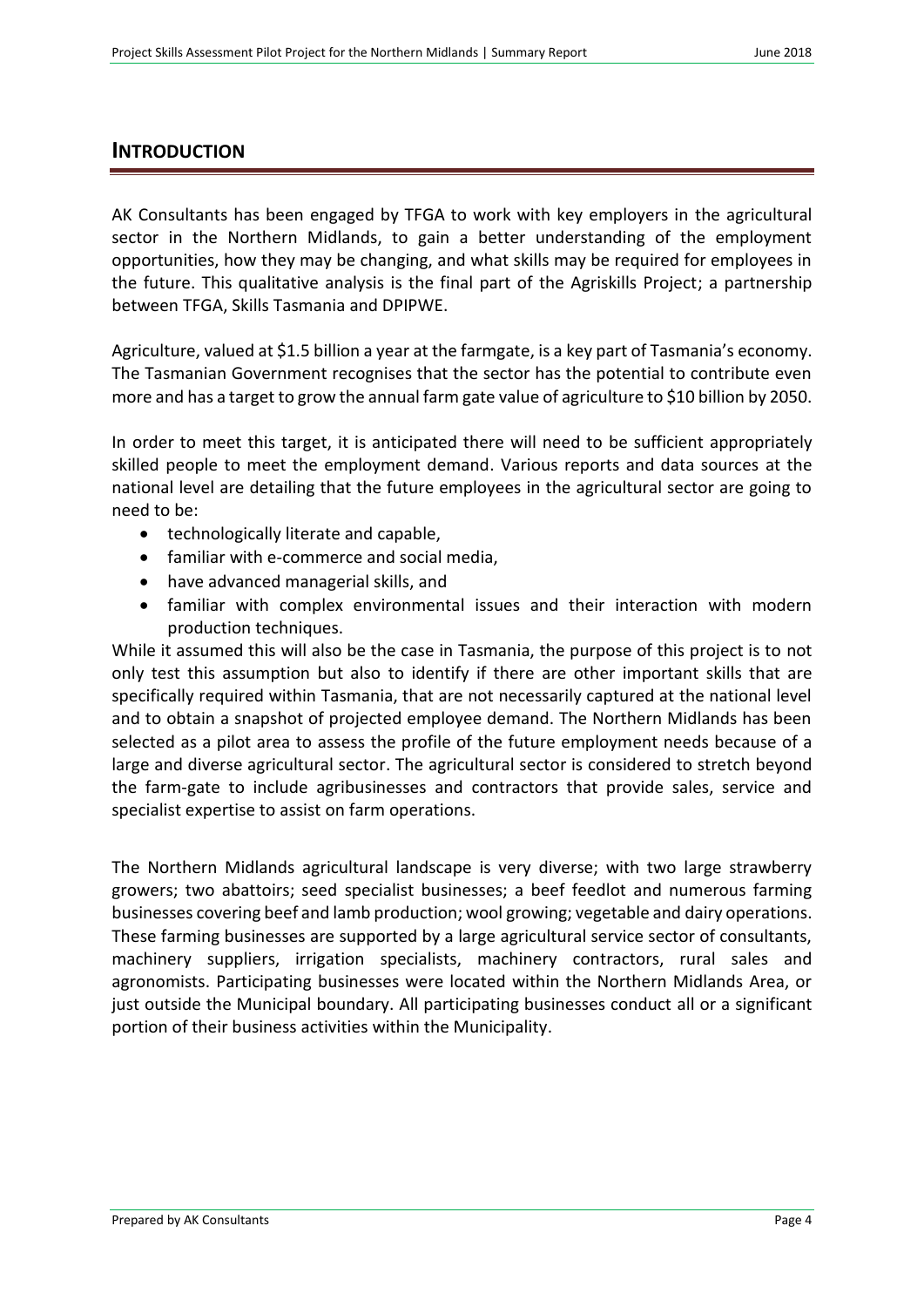# INTRODUCTION

AK Consultants has been engaged by TFGA to work with key employers in the agricultural sector in the Northern Midlands, to gain a better understanding of the employment opportunities, how they may be changing, and what skills may be required for employees in the future. This qualitative analysis is the final part of the Agriskills Project; a partnership between TFGA, Skills Tasmania and DPIPWE.

Agriculture, valued at $1.5 billion a year at the farmgate, is a key part of Tasmania's economy. The Tasmanian Government recognises that the sector has the potential to contribute even more and has a target to grow the annual farm gate value of agriculture to $10 billion by 2050.

In order to meet this target, it is anticipated there will need to be sufficient appropriately skilled people to meet the employment demand. Various reports and data sources at the national level are detailing that the future employees in the agricultural sector are going to need to be:

- technologically literate and capable,
- familiar with e-commerce and social media,
- have advanced managerial skills, and
- familiar with complex environmental issues and their interaction with modern production techniques.

While it assumed this will also be the case in Tasmania, the purpose of this project is to not only test this assumption but also to identify if there are other important skills that are specifically required within Tasmania, that are not necessarily captured at the national level and to obtain a snapshot of projected employee demand. The Northern Midlands has been selected as a pilot area to assess the profile of the future employment needs because of a large and diverse agricultural sector. The agricultural sector is considered to stretch beyond the farm-gate to include agribusinesses and contractors that provide sales, service and specialist expertise to assist on farm operations.

The Northern Midlands agricultural landscape is very diverse; with two large strawberry growers; two abattoirs; seed specialist businesses; a beef feedlot and numerous farming businesses covering beef and lamb production; wool growing; vegetable and dairy operations. These farming businesses are supported by a large agricultural service sector of consultants, machinery suppliers, irrigation specialists, machinery contractors, rural sales and agronomists. Participating businesses were located within the Northern Midlands Area, or just outside the Municipal boundary. All participating businesses conduct all or a significant portion of their business activities within the Municipality.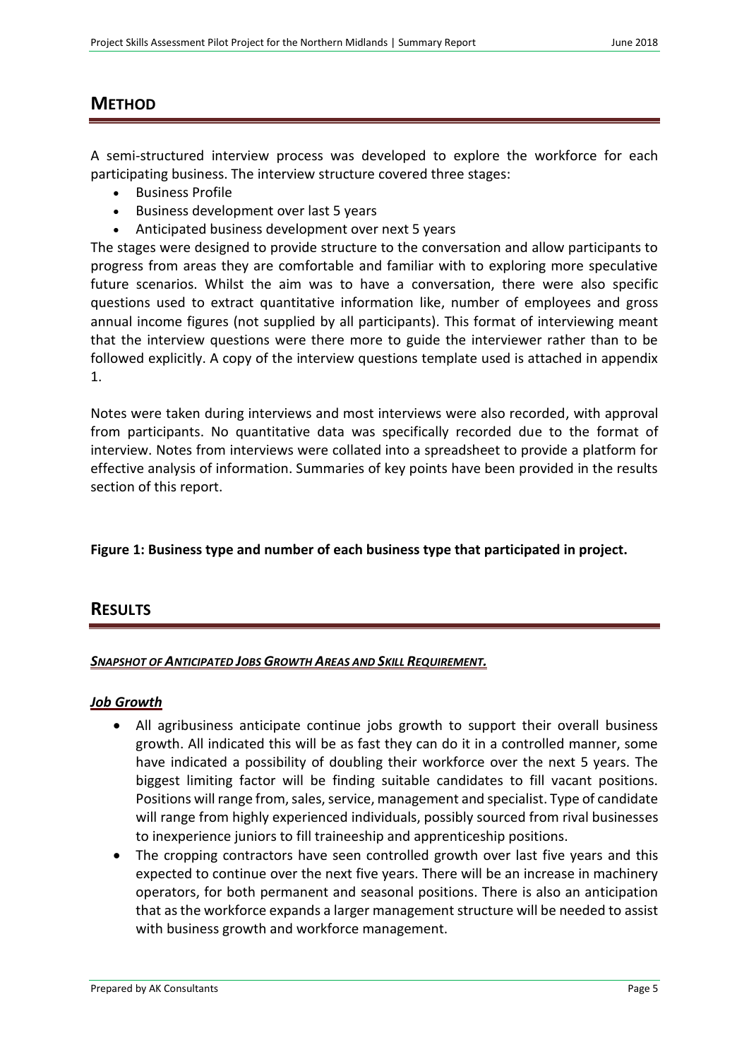## METHOD

A semi-structured interview process was developed to explore the workforce for each participating business. The interview structure covered three stages:

- Business Profile
- Business development over last 5 years
- Anticipated business development over next 5 years

The stages were designed to provide structure to the conversation and allow participants to progress from areas they are comfortable and familiar with to exploring more speculative future scenarios. Whilst the aim was to have a conversation, there were also specific questions used to extract quantitative information like, number of employees and gross annual income figures (not supplied by all participants). This format of interviewing meant that the interview questions were there more to guide the interviewer rather than to be followed explicitly. A copy of the interview questions template used is attached in appendix 1.

Notes were taken during interviews and most interviews were also recorded, with approval from participants. No quantitative data was specifically recorded due to the format of interview. Notes from interviews were collated into a spreadsheet to provide a platform for effective analysis of information. Summaries of key points have been provided in the results section of this report.

**Figure 1: Business type and number of each business type that participated in project.**

## RESULTS

### ***Snapshot of Anticipated Jobs Growth Areas and Skill Requirement.***

### ***Job Growth***

- All agribusiness anticipate continue jobs growth to support their overall business growth. All indicated this will be as fast they can do it in a controlled manner, some have indicated a possibility of doubling their workforce over the next 5 years. The biggest limiting factor will be finding suitable candidates to fill vacant positions. Positions will range from, sales, service, management and specialist. Type of candidate will range from highly experienced individuals, possibly sourced from rival businesses to inexperience juniors to fill traineeship and apprenticeship positions.
- The cropping contractors have seen controlled growth over last five years and this expected to continue over the next five years. There will be an increase in machinery operators, for both permanent and seasonal positions. There is also an anticipation that as the workforce expands a larger management structure will be needed to assist with business growth and workforce management.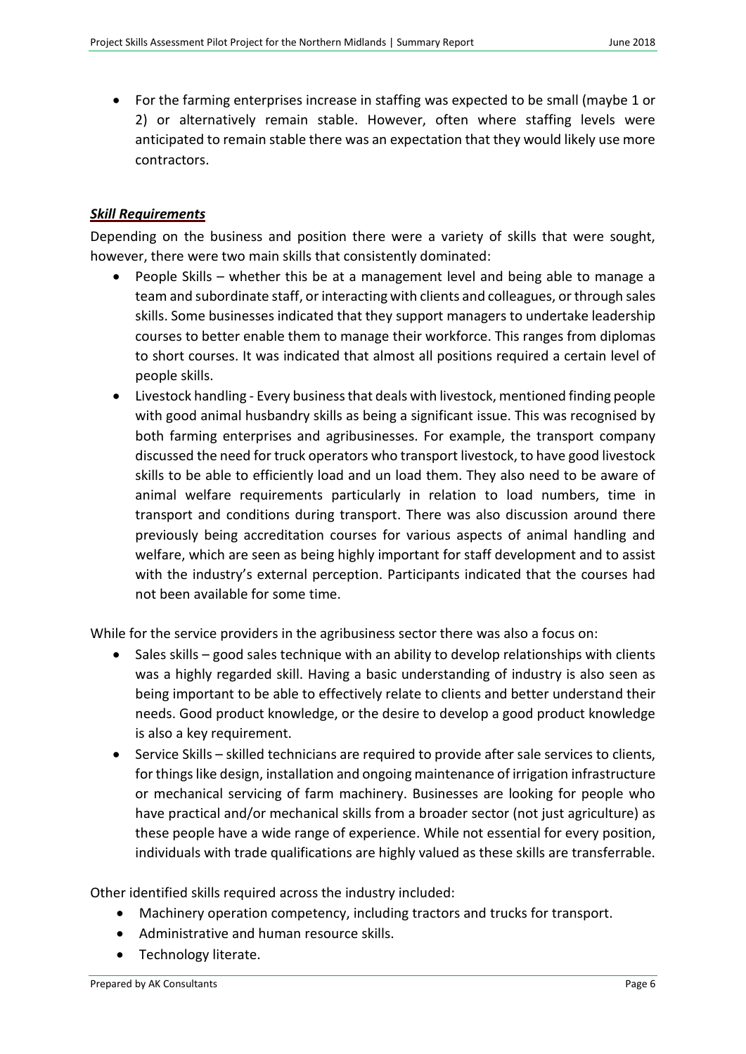- For the farming enterprises increase in staffing was expected to be small (maybe 1 or 2) or alternatively remain stable. However, often where staffing levels were anticipated to remain stable there was an expectation that they would likely use more contractors.

### ***Skill Requirements***

Depending on the business and position there were a variety of skills that were sought, however, there were two main skills that consistently dominated:

- People Skills – whether this be at a management level and being able to manage a team and subordinate staff, or interacting with clients and colleagues, or through sales skills. Some businesses indicated that they support managers to undertake leadership courses to better enable them to manage their workforce. This ranges from diplomas to short courses. It was indicated that almost all positions required a certain level of people skills.
- Livestock handling - Every business that deals with livestock, mentioned finding people with good animal husbandry skills as being a significant issue. This was recognised by both farming enterprises and agribusinesses. For example, the transport company discussed the need for truck operators who transport livestock, to have good livestock skills to be able to efficiently load and un load them. They also need to be aware of animal welfare requirements particularly in relation to load numbers, time in transport and conditions during transport. There was also discussion around there previously being accreditation courses for various aspects of animal handling and welfare, which are seen as being highly important for staff development and to assist with the industry's external perception. Participants indicated that the courses had not been available for some time.

While for the service providers in the agribusiness sector there was also a focus on:

- Sales skills – good sales technique with an ability to develop relationships with clients was a highly regarded skill. Having a basic understanding of industry is also seen as being important to be able to effectively relate to clients and better understand their needs. Good product knowledge, or the desire to develop a good product knowledge is also a key requirement.
- Service Skills – skilled technicians are required to provide after sale services to clients, for things like design, installation and ongoing maintenance of irrigation infrastructure or mechanical servicing of farm machinery. Businesses are looking for people who have practical and/or mechanical skills from a broader sector (not just agriculture) as these people have a wide range of experience. While not essential for every position, individuals with trade qualifications are highly valued as these skills are transferrable.

Other identified skills required across the industry included:

- Machinery operation competency, including tractors and trucks for transport.
- Administrative and human resource skills.
- Technology literate.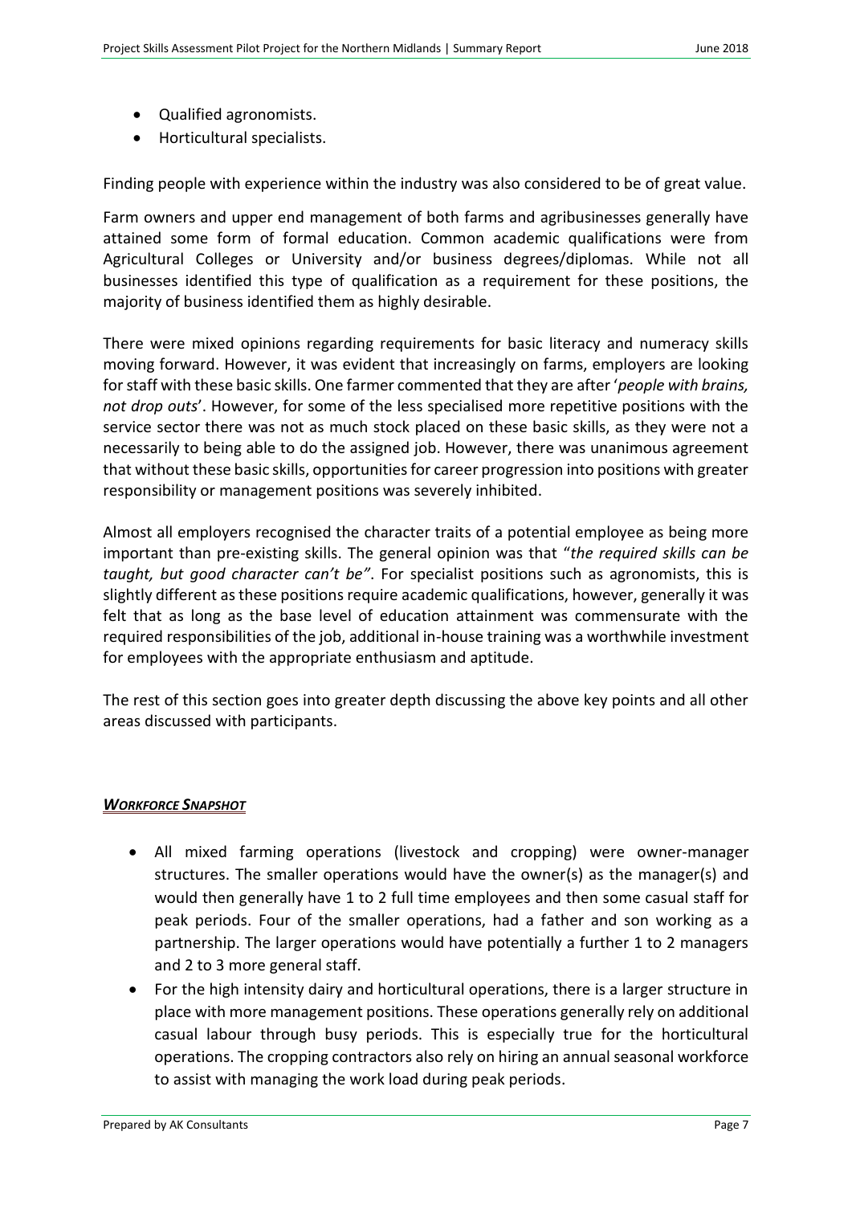- Qualified agronomists.
- Horticultural specialists.

Finding people with experience within the industry was also considered to be of great value.

Farm owners and upper end management of both farms and agribusinesses generally have attained some form of formal education. Common academic qualifications were from Agricultural Colleges or University and/or business degrees/diplomas. While not all businesses identified this type of qualification as a requirement for these positions, the majority of business identified them as highly desirable.

There were mixed opinions regarding requirements for basic literacy and numeracy skills moving forward. However, it was evident that increasingly on farms, employers are looking for staff with these basic skills. One farmer commented that they are after '*people with brains, not drop outs*'. However, for some of the less specialised more repetitive positions with the service sector there was not as much stock placed on these basic skills, as they were not a necessarily to being able to do the assigned job. However, there was unanimous agreement that without these basic skills, opportunities for career progression into positions with greater responsibility or management positions was severely inhibited.

Almost all employers recognised the character traits of a potential employee as being more important than pre-existing skills. The general opinion was that "*the required skills can be taught, but good character can't be"*. For specialist positions such as agronomists, this is slightly different as these positions require academic qualifications, however, generally it was felt that as long as the base level of education attainment was commensurate with the required responsibilities of the job, additional in-house training was a worthwhile investment for employees with the appropriate enthusiasm and aptitude.

The rest of this section goes into greater depth discussing the above key points and all other areas discussed with participants.

### ***WORKFORCE SNAPSHOT***

- All mixed farming operations (livestock and cropping) were owner-manager structures. The smaller operations would have the owner(s) as the manager(s) and would then generally have 1 to 2 full time employees and then some casual staff for peak periods. Four of the smaller operations, had a father and son working as a partnership. The larger operations would have potentially a further 1 to 2 managers and 2 to 3 more general staff.
- For the high intensity dairy and horticultural operations, there is a larger structure in place with more management positions. These operations generally rely on additional casual labour through busy periods. This is especially true for the horticultural operations. The cropping contractors also rely on hiring an annual seasonal workforce to assist with managing the work load during peak periods.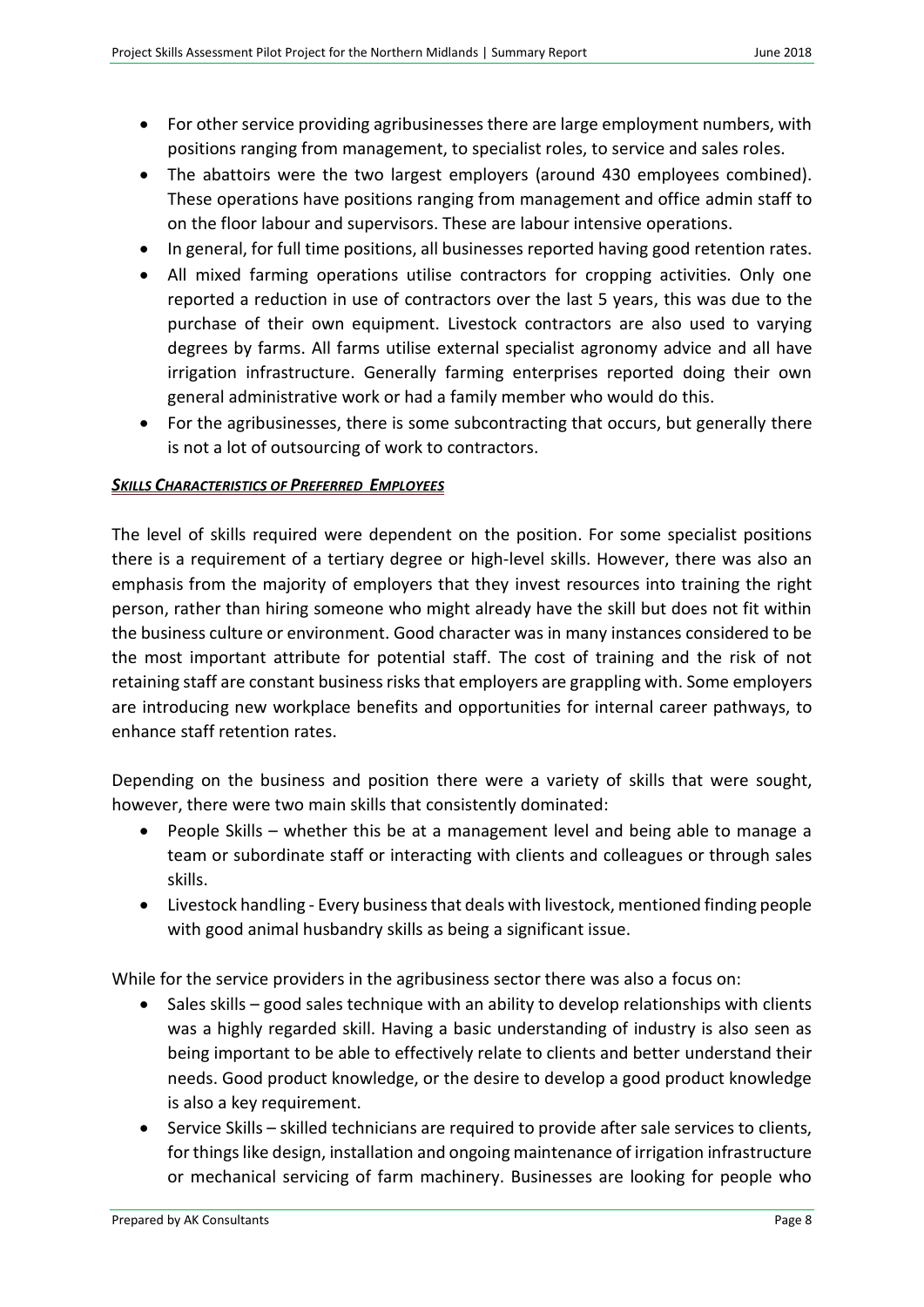- For other service providing agribusinesses there are large employment numbers, with positions ranging from management, to specialist roles, to service and sales roles.
- The abattoirs were the two largest employers (around 430 employees combined). These operations have positions ranging from management and office admin staff to on the floor labour and supervisors. These are labour intensive operations.
- In general, for full time positions, all businesses reported having good retention rates.
- All mixed farming operations utilise contractors for cropping activities. Only one reported a reduction in use of contractors over the last 5 years, this was due to the purchase of their own equipment. Livestock contractors are also used to varying degrees by farms. All farms utilise external specialist agronomy advice and all have irrigation infrastructure. Generally farming enterprises reported doing their own general administrative work or had a family member who would do this.
- For the agribusinesses, there is some subcontracting that occurs, but generally there is not a lot of outsourcing of work to contractors.

### ***SKILLS CHARACTERISTICS OF PREFERRED EMPLOYEES***

The level of skills required were dependent on the position. For some specialist positions there is a requirement of a tertiary degree or high-level skills. However, there was also an emphasis from the majority of employers that they invest resources into training the right person, rather than hiring someone who might already have the skill but does not fit within the business culture or environment. Good character was in many instances considered to be the most important attribute for potential staff. The cost of training and the risk of not retaining staff are constant business risks that employers are grappling with. Some employers are introducing new workplace benefits and opportunities for internal career pathways, to enhance staff retention rates.

Depending on the business and position there were a variety of skills that were sought, however, there were two main skills that consistently dominated:

- People Skills – whether this be at a management level and being able to manage a team or subordinate staff or interacting with clients and colleagues or through sales skills.
- Livestock handling - Every business that deals with livestock, mentioned finding people with good animal husbandry skills as being a significant issue.

While for the service providers in the agribusiness sector there was also a focus on:

- Sales skills – good sales technique with an ability to develop relationships with clients was a highly regarded skill. Having a basic understanding of industry is also seen as being important to be able to effectively relate to clients and better understand their needs. Good product knowledge, or the desire to develop a good product knowledge is also a key requirement.
- Service Skills – skilled technicians are required to provide after sale services to clients, for things like design, installation and ongoing maintenance of irrigation infrastructure or mechanical servicing of farm machinery. Businesses are looking for people who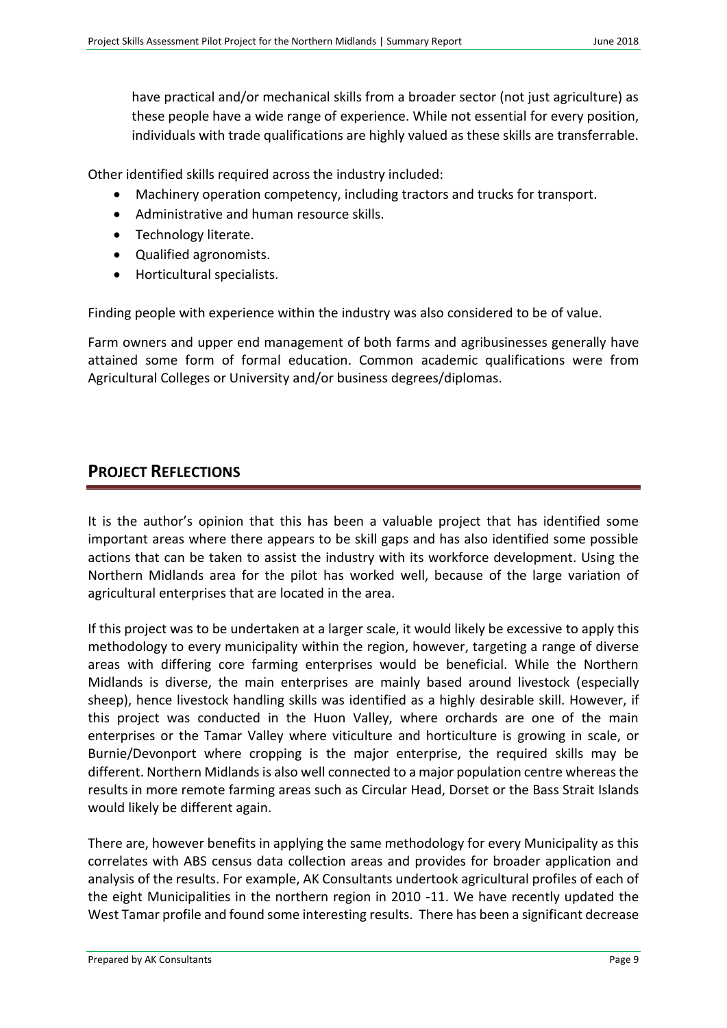have practical and/or mechanical skills from a broader sector (not just agriculture) as these people have a wide range of experience. While not essential for every position, individuals with trade qualifications are highly valued as these skills are transferrable.

Other identified skills required across the industry included:

- Machinery operation competency, including tractors and trucks for transport.
- Administrative and human resource skills.
- Technology literate.
- Qualified agronomists.
- Horticultural specialists.

Finding people with experience within the industry was also considered to be of value.

Farm owners and upper end management of both farms and agribusinesses generally have attained some form of formal education. Common academic qualifications were from Agricultural Colleges or University and/or business degrees/diplomas.

## PROJECT REFLECTIONS

It is the author's opinion that this has been a valuable project that has identified some important areas where there appears to be skill gaps and has also identified some possible actions that can be taken to assist the industry with its workforce development. Using the Northern Midlands area for the pilot has worked well, because of the large variation of agricultural enterprises that are located in the area.

If this project was to be undertaken at a larger scale, it would likely be excessive to apply this methodology to every municipality within the region, however, targeting a range of diverse areas with differing core farming enterprises would be beneficial. While the Northern Midlands is diverse, the main enterprises are mainly based around livestock (especially sheep), hence livestock handling skills was identified as a highly desirable skill. However, if this project was conducted in the Huon Valley, where orchards are one of the main enterprises or the Tamar Valley where viticulture and horticulture is growing in scale, or Burnie/Devonport where cropping is the major enterprise, the required skills may be different. Northern Midlands is also well connected to a major population centre whereas the results in more remote farming areas such as Circular Head, Dorset or the Bass Strait Islands would likely be different again.

There are, however benefits in applying the same methodology for every Municipality as this correlates with ABS census data collection areas and provides for broader application and analysis of the results. For example, AK Consultants undertook agricultural profiles of each of the eight Municipalities in the northern region in 2010 -11. We have recently updated the West Tamar profile and found some interesting results. There has been a significant decrease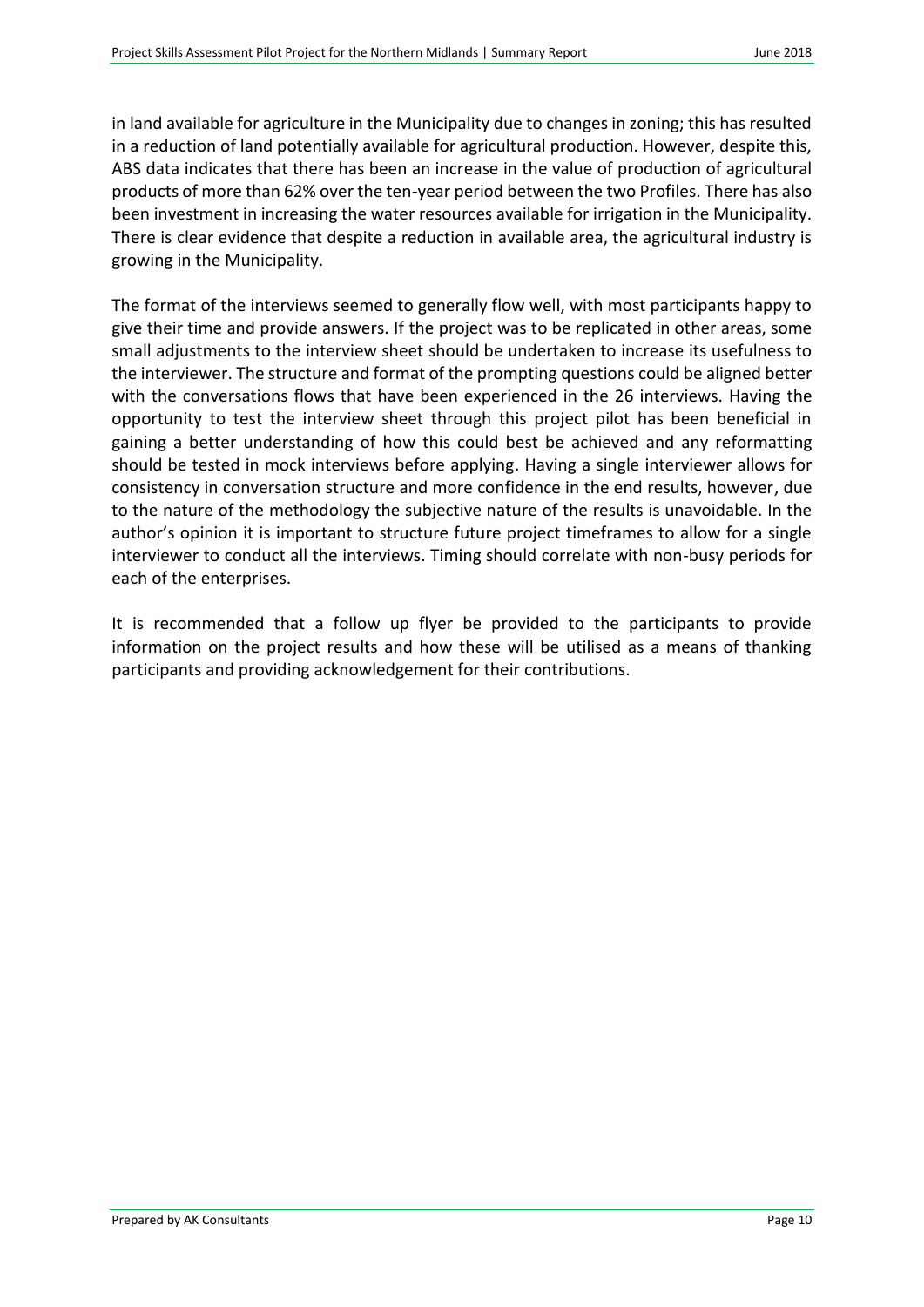in land available for agriculture in the Municipality due to changes in zoning; this has resulted in a reduction of land potentially available for agricultural production. However, despite this, ABS data indicates that there has been an increase in the value of production of agricultural products of more than 62% over the ten-year period between the two Profiles. There has also been investment in increasing the water resources available for irrigation in the Municipality. There is clear evidence that despite a reduction in available area, the agricultural industry is growing in the Municipality.

The format of the interviews seemed to generally flow well, with most participants happy to give their time and provide answers. If the project was to be replicated in other areas, some small adjustments to the interview sheet should be undertaken to increase its usefulness to the interviewer. The structure and format of the prompting questions could be aligned better with the conversations flows that have been experienced in the 26 interviews. Having the opportunity to test the interview sheet through this project pilot has been beneficial in gaining a better understanding of how this could best be achieved and any reformatting should be tested in mock interviews before applying. Having a single interviewer allows for consistency in conversation structure and more confidence in the end results, however, due to the nature of the methodology the subjective nature of the results is unavoidable. In the author's opinion it is important to structure future project timeframes to allow for a single interviewer to conduct all the interviews. Timing should correlate with non-busy periods for each of the enterprises.

It is recommended that a follow up flyer be provided to the participants to provide information on the project results and how these will be utilised as a means of thanking participants and providing acknowledgement for their contributions.